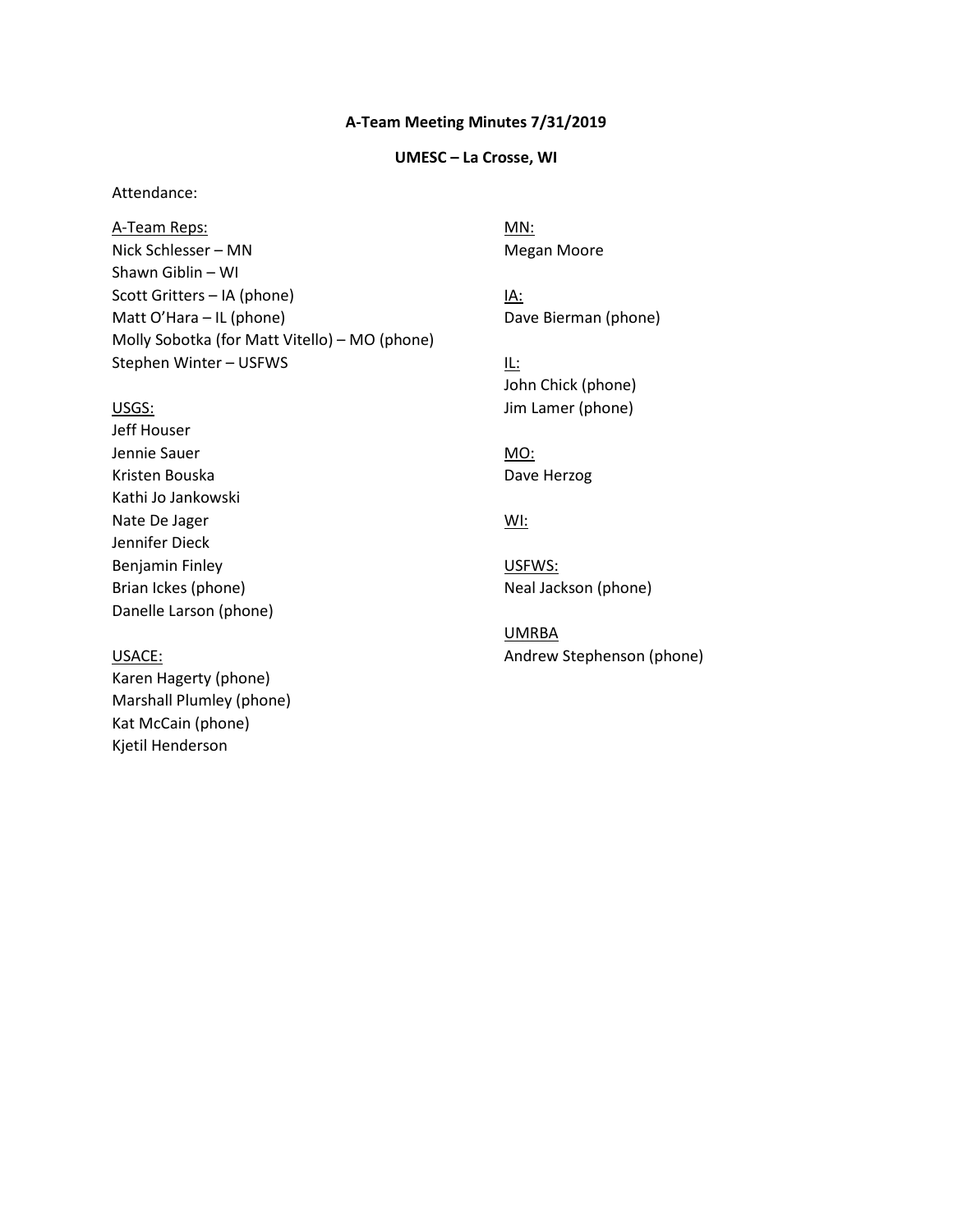**A-Team Meeting Minutes 7/31/2019**

**UMESC – La Crosse, WI**

Attendance:

A-Team Reps:
Nick Schlesser – MN
Shawn Giblin – WI
Scott Gritters – IA (phone)
Matt O'Hara – IL (phone)
Molly Sobotka (for Matt Vitello) – MO (phone)
Stephen Winter – USFWS

USGS:
Jeff Houser
Jennie Sauer
Kristen Bouska
Kathi Jo Jankowski
Nate De Jager
Jennifer Dieck
Benjamin Finley
Brian Ickes (phone)
Danelle Larson (phone)

USACE:
Karen Hagerty (phone)
Marshall Plumley (phone)
Kat McCain (phone)
Kjetil Henderson

MN:
Megan Moore

IA:
Dave Bierman (phone)

IL:
John Chick (phone)
Jim Lamer (phone)

MO:
Dave Herzog

WI:

USFWS:
Neal Jackson (phone)

UMRBA
Andrew Stephenson (phone)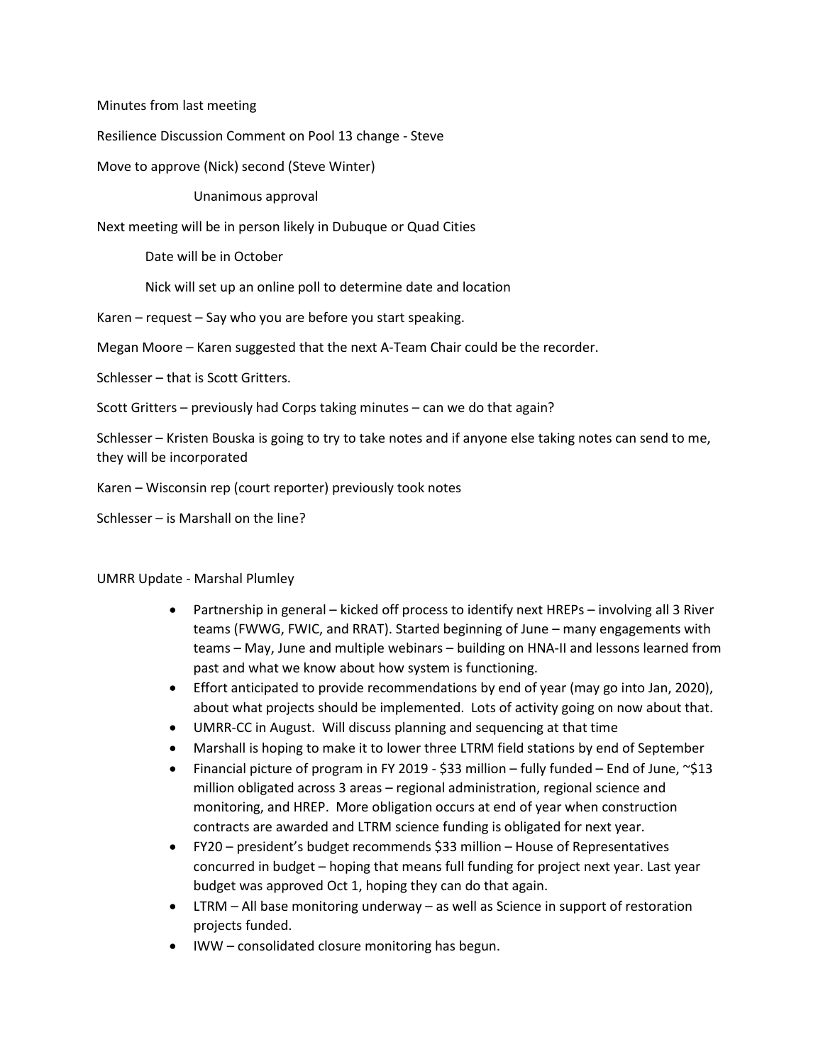Minutes from last meeting

Resilience Discussion Comment on Pool 13 change - Steve

Move to approve (Nick) second (Steve Winter)

Unanimous approval

Next meeting will be in person likely in Dubuque or Quad Cities

Date will be in October

Nick will set up an online poll to determine date and location

Karen – request – Say who you are before you start speaking.

Megan Moore – Karen suggested that the next A-Team Chair could be the recorder.

Schlesser – that is Scott Gritters.

Scott Gritters – previously had Corps taking minutes – can we do that again?

Schlesser – Kristen Bouska is going to try to take notes and if anyone else taking notes can send to me, they will be incorporated

Karen – Wisconsin rep (court reporter) previously took notes

Schlesser – is Marshall on the line?

UMRR Update - Marshal Plumley

- Partnership in general – kicked off process to identify next HREPs – involving all 3 River teams (FWWG, FWIC, and RRAT). Started beginning of June – many engagements with teams – May, June and multiple webinars – building on HNA-II and lessons learned from past and what we know about how system is functioning.
- Effort anticipated to provide recommendations by end of year (may go into Jan, 2020), about what projects should be implemented. Lots of activity going on now about that.
- UMRR-CC in August. Will discuss planning and sequencing at that time
- Marshall is hoping to make it to lower three LTRM field stations by end of September
- Financial picture of program in FY 2019 - $33 million – fully funded – End of June, ~$13 million obligated across 3 areas – regional administration, regional science and monitoring, and HREP. More obligation occurs at end of year when construction contracts are awarded and LTRM science funding is obligated for next year.
- FY20 – president's budget recommends $33 million – House of Representatives concurred in budget – hoping that means full funding for project next year. Last year budget was approved Oct 1, hoping they can do that again.
- LTRM – All base monitoring underway – as well as Science in support of restoration projects funded.
- IWW – consolidated closure monitoring has begun.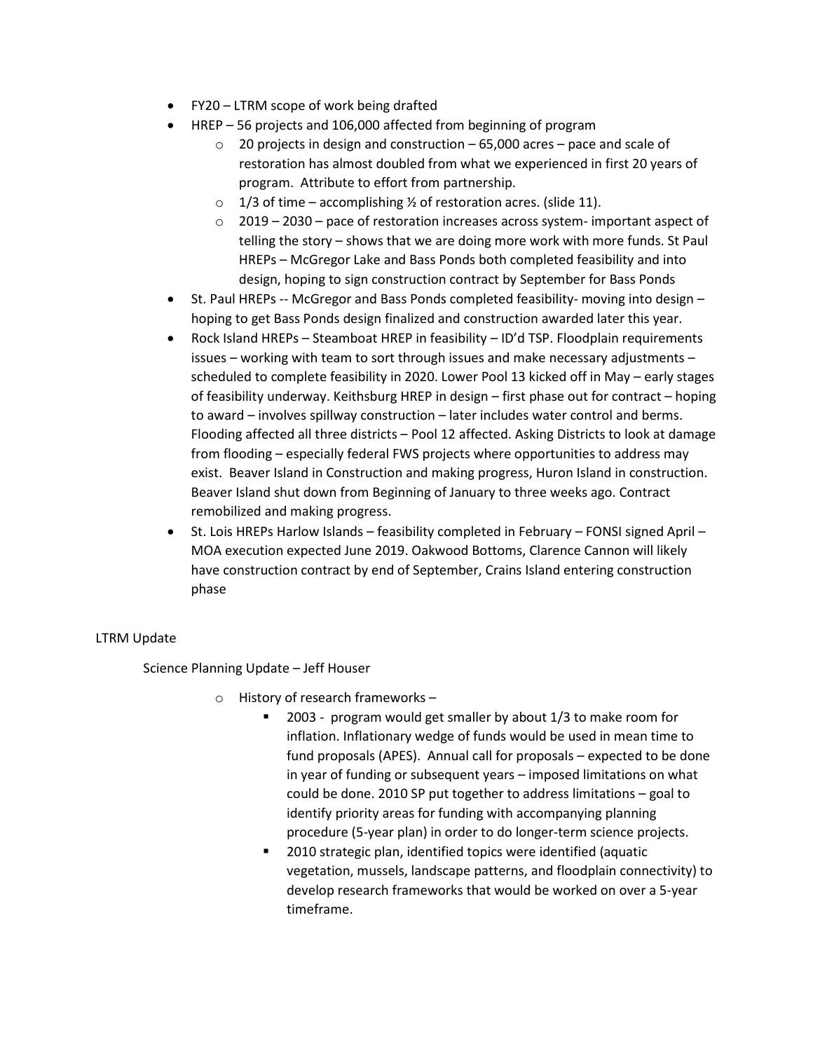- FY20 – LTRM scope of work being drafted
- HREP – 56 projects and 106,000 affected from beginning of program
    - 20 projects in design and construction – 65,000 acres – pace and scale of restoration has almost doubled from what we experienced in first 20 years of program. Attribute to effort from partnership.
    - 1/3 of time – accomplishing ½ of restoration acres. (slide 11).
    - 2019 – 2030 – pace of restoration increases across system- important aspect of telling the story – shows that we are doing more work with more funds. St Paul HREPs – McGregor Lake and Bass Ponds both completed feasibility and into design, hoping to sign construction contract by September for Bass Ponds
- St. Paul HREPs -- McGregor and Bass Ponds completed feasibility- moving into design – hoping to get Bass Ponds design finalized and construction awarded later this year.
- Rock Island HREPs – Steamboat HREP in feasibility – ID'd TSP. Floodplain requirements issues – working with team to sort through issues and make necessary adjustments – scheduled to complete feasibility in 2020. Lower Pool 13 kicked off in May – early stages of feasibility underway. Keithsburg HREP in design – first phase out for contract – hoping to award – involves spillway construction – later includes water control and berms. Flooding affected all three districts – Pool 12 affected. Asking Districts to look at damage from flooding – especially federal FWS projects where opportunities to address may exist. Beaver Island in Construction and making progress, Huron Island in construction. Beaver Island shut down from Beginning of January to three weeks ago. Contract remobilized and making progress.
- St. Lois HREPs Harlow Islands – feasibility completed in February – FONSI signed April – MOA execution expected June 2019. Oakwood Bottoms, Clarence Cannon will likely have construction contract by end of September, Crains Island entering construction phase

LTRM Update

Science Planning Update – Jeff Houser

- History of research frameworks –
    - 2003 - program would get smaller by about 1/3 to make room for inflation. Inflationary wedge of funds would be used in mean time to fund proposals (APES). Annual call for proposals – expected to be done in year of funding or subsequent years – imposed limitations on what could be done. 2010 SP put together to address limitations – goal to identify priority areas for funding with accompanying planning procedure (5-year plan) in order to do longer-term science projects.
    - 2010 strategic plan, identified topics were identified (aquatic vegetation, mussels, landscape patterns, and floodplain connectivity) to develop research frameworks that would be worked on over a 5-year timeframe.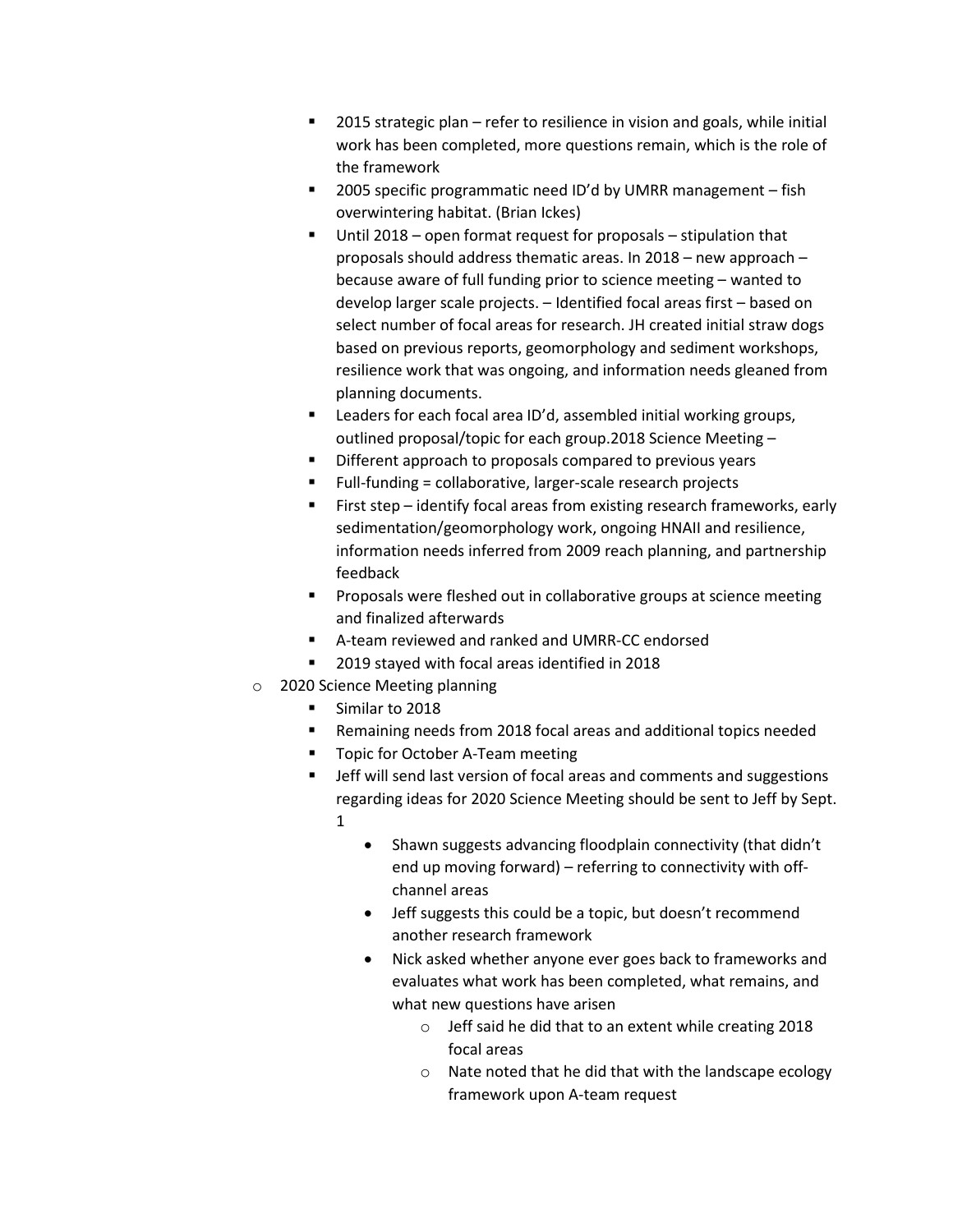- 2015 strategic plan – refer to resilience in vision and goals, while initial work has been completed, more questions remain, which is the role of the framework
    - 2005 specific programmatic need ID'd by UMRR management – fish overwintering habitat. (Brian Ickes)
    - Until 2018 – open format request for proposals – stipulation that proposals should address thematic areas. In 2018 – new approach – because aware of full funding prior to science meeting – wanted to develop larger scale projects. – Identified focal areas first – based on select number of focal areas for research. JH created initial straw dogs based on previous reports, geomorphology and sediment workshops, resilience work that was ongoing, and information needs gleaned from planning documents.
    - Leaders for each focal area ID'd, assembled initial working groups, outlined proposal/topic for each group.2018 Science Meeting –
    - Different approach to proposals compared to previous years
    - Full-funding = collaborative, larger-scale research projects
    - First step – identify focal areas from existing research frameworks, early sedimentation/geomorphology work, ongoing HNAII and resilience, information needs inferred from 2009 reach planning, and partnership feedback
    - Proposals were fleshed out in collaborative groups at science meeting and finalized afterwards
    - A-team reviewed and ranked and UMRR-CC endorsed
    - 2019 stayed with focal areas identified in 2018
  - 2020 Science Meeting planning
    - Similar to 2018
    - Remaining needs from 2018 focal areas and additional topics needed
    - Topic for October A-Team meeting
    - Jeff will send last version of focal areas and comments and suggestions regarding ideas for 2020 Science Meeting should be sent to Jeff by Sept. 1
      - Shawn suggests advancing floodplain connectivity (that didn't end up moving forward) – referring to connectivity with off-channel areas
      - Jeff suggests this could be a topic, but doesn't recommend another research framework
      - Nick asked whether anyone ever goes back to frameworks and evaluates what work has been completed, what remains, and what new questions have arisen
        - Jeff said he did that to an extent while creating 2018 focal areas
        - Nate noted that he did that with the landscape ecology framework upon A-team request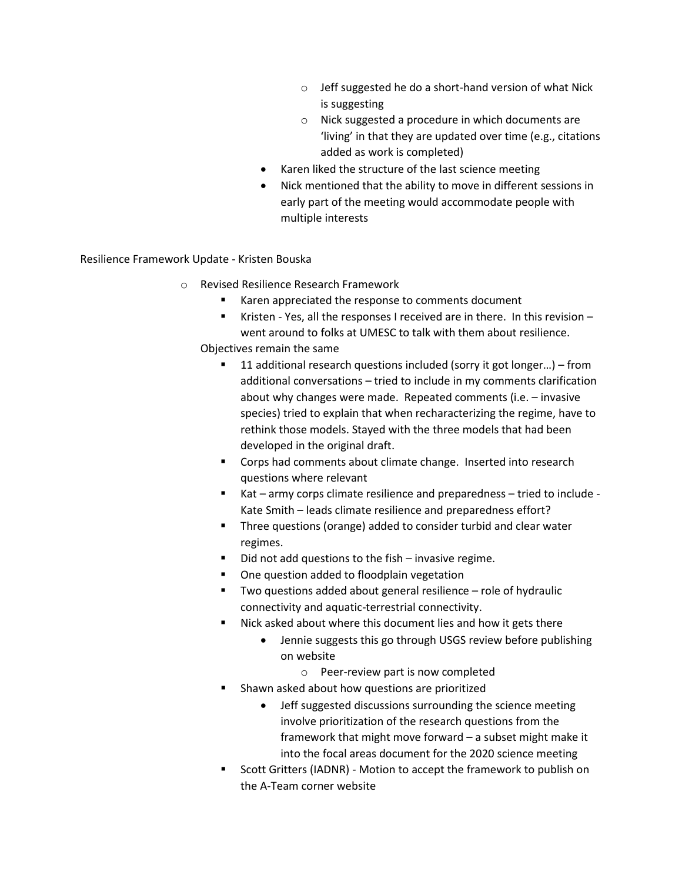- Jeff suggested he do a short-hand version of what Nick is suggesting
- Nick suggested a procedure in which documents are 'living' in that they are updated over time (e.g., citations added as work is completed)

- Karen liked the structure of the last science meeting
- Nick mentioned that the ability to move in different sessions in early part of the meeting would accommodate people with multiple interests

Resilience Framework Update - Kristen Bouska

- Revised Resilience Research Framework
  - Karen appreciated the response to comments document
  - Kristen - Yes, all the responses I received are in there. In this revision – went around to folks at UMESC to talk with them about resilience.

  Objectives remain the same

  - 11 additional research questions included (sorry it got longer…) – from additional conversations – tried to include in my comments clarification about why changes were made. Repeated comments (i.e. – invasive species) tried to explain that when recharacterizing the regime, have to rethink those models. Stayed with the three models that had been developed in the original draft.
  - Corps had comments about climate change. Inserted into research questions where relevant
  - Kat – army corps climate resilience and preparedness – tried to include - Kate Smith – leads climate resilience and preparedness effort?
  - Three questions (orange) added to consider turbid and clear water regimes.
  - Did not add questions to the fish – invasive regime.
  - One question added to floodplain vegetation
  - Two questions added about general resilience – role of hydraulic connectivity and aquatic-terrestrial connectivity.
  - Nick asked about where this document lies and how it gets there
    - Jennie suggests this go through USGS review before publishing on website
      - Peer-review part is now completed
  - Shawn asked about how questions are prioritized
    - Jeff suggested discussions surrounding the science meeting involve prioritization of the research questions from the framework that might move forward – a subset might make it into the focal areas document for the 2020 science meeting
  - Scott Gritters (IADNR) - Motion to accept the framework to publish on the A-Team corner website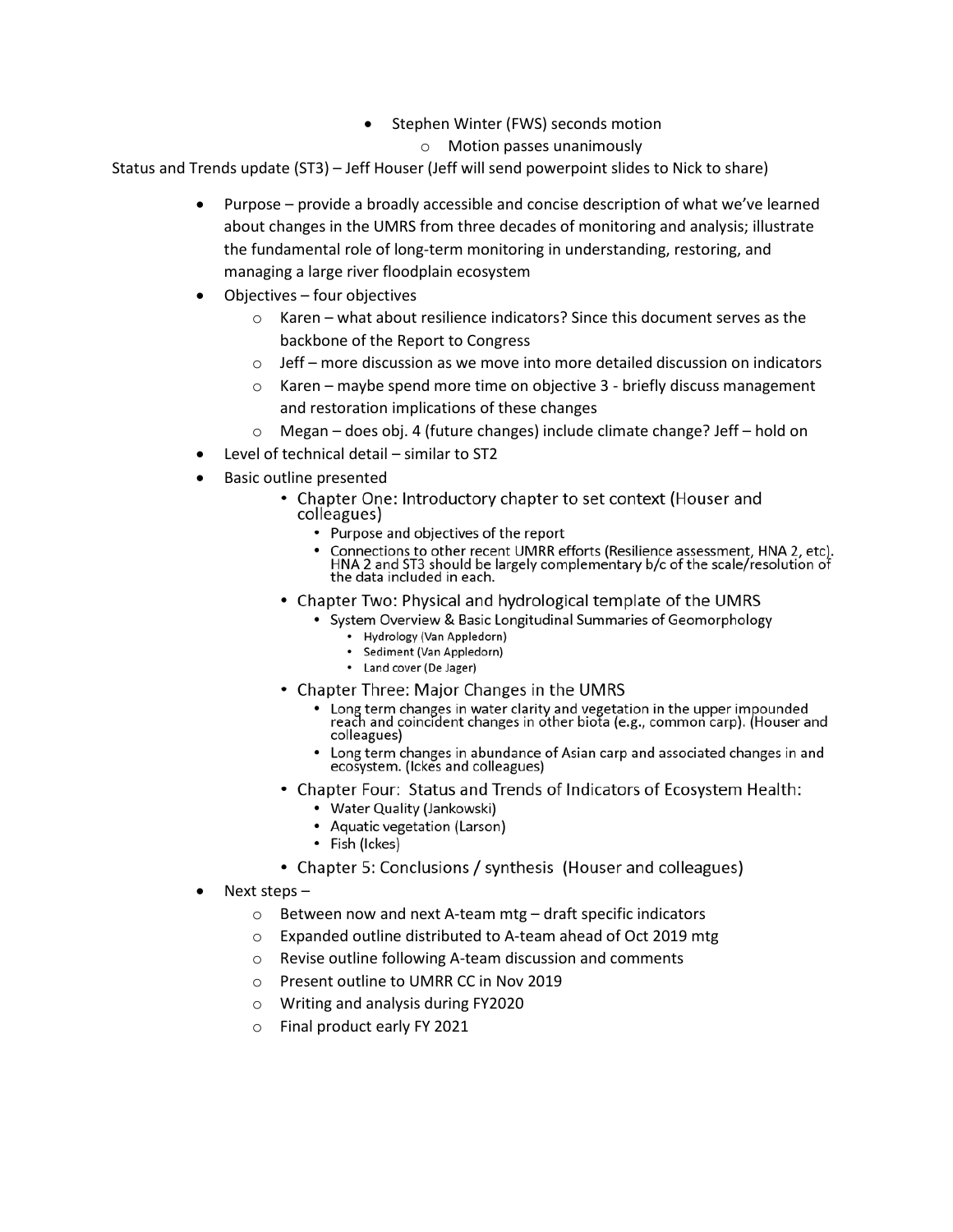- Stephen Winter (FWS) seconds motion
    - Motion passes unanimously

Status and Trends update (ST3) – Jeff Houser (Jeff will send powerpoint slides to Nick to share)

- Purpose – provide a broadly accessible and concise description of what we've learned about changes in the UMRS from three decades of monitoring and analysis; illustrate the fundamental role of long-term monitoring in understanding, restoring, and managing a large river floodplain ecosystem
- Objectives – four objectives
    - Karen – what about resilience indicators? Since this document serves as the backbone of the Report to Congress
    - Jeff – more discussion as we move into more detailed discussion on indicators
    - Karen – maybe spend more time on objective 3 - briefly discuss management and restoration implications of these changes
    - Megan – does obj. 4 (future changes) include climate change? Jeff – hold on
- Level of technical detail – similar to ST2
- Basic outline presented
    - Chapter One: Introductory chapter to set context (Houser and colleagues)
        - Purpose and objectives of the report
        - Connections to other recent UMRR efforts (Resilience assessment, HNA 2, etc). HNA 2 and ST3 should be largely complementary b/c of the scale/resolution of the data included in each.
    - Chapter Two: Physical and hydrological template of the UMRS
        - System Overview & Basic Longitudinal Summaries of Geomorphology
            - Hydrology (Van Appledorn)
            - Sediment (Van Appledorn)
            - Land cover (De Jager)
    - Chapter Three: Major Changes in the UMRS
        - Long term changes in water clarity and vegetation in the upper impounded reach and coincident changes in other biota (e.g., common carp). (Houser and colleagues)
        - Long term changes in abundance of Asian carp and associated changes in and ecosystem. (Ickes and colleagues)
    - Chapter Four: Status and Trends of Indicators of Ecosystem Health:
        - Water Quality (Jankowski)
        - Aquatic vegetation (Larson)
        - Fish (Ickes)
    - Chapter 5: Conclusions / synthesis (Houser and colleagues)
- Next steps –
    - Between now and next A-team mtg – draft specific indicators
    - Expanded outline distributed to A-team ahead of Oct 2019 mtg
    - Revise outline following A-team discussion and comments
    - Present outline to UMRR CC in Nov 2019
    - Writing and analysis during FY2020
    - Final product early FY 2021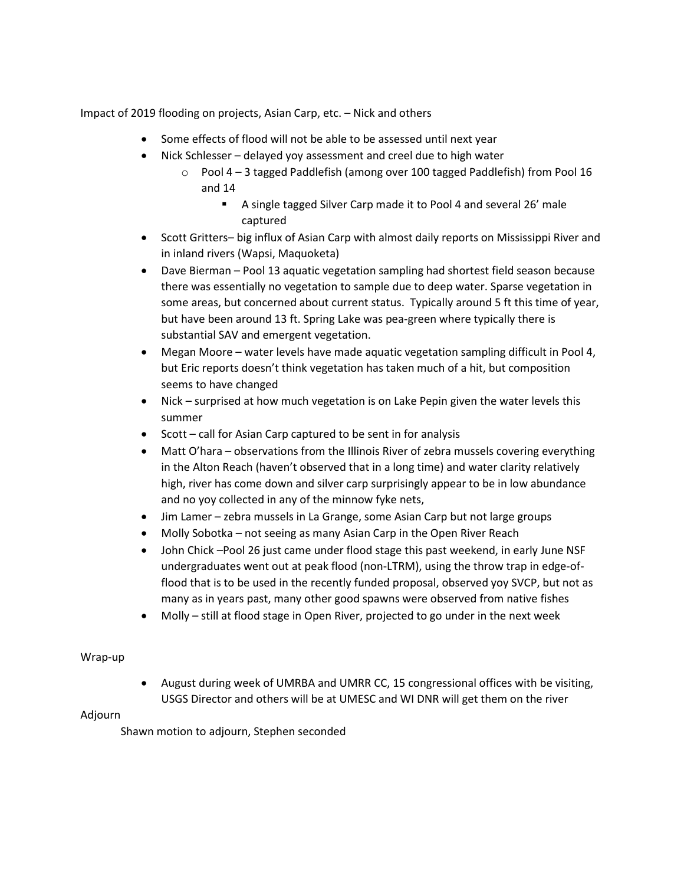Impact of 2019 flooding on projects, Asian Carp, etc. – Nick and others

- Some effects of flood will not be able to be assessed until next year
- Nick Schlesser – delayed yoy assessment and creel due to high water
  - Pool 4 – 3 tagged Paddlefish (among over 100 tagged Paddlefish) from Pool 16 and 14
    - A single tagged Silver Carp made it to Pool 4 and several 26' male captured
- Scott Gritters– big influx of Asian Carp with almost daily reports on Mississippi River and in inland rivers (Wapsi, Maquoketa)
- Dave Bierman – Pool 13 aquatic vegetation sampling had shortest field season because there was essentially no vegetation to sample due to deep water. Sparse vegetation in some areas, but concerned about current status. Typically around 5 ft this time of year, but have been around 13 ft. Spring Lake was pea-green where typically there is substantial SAV and emergent vegetation.
- Megan Moore – water levels have made aquatic vegetation sampling difficult in Pool 4, but Eric reports doesn't think vegetation has taken much of a hit, but composition seems to have changed
- Nick – surprised at how much vegetation is on Lake Pepin given the water levels this summer
- Scott – call for Asian Carp captured to be sent in for analysis
- Matt O'hara – observations from the Illinois River of zebra mussels covering everything in the Alton Reach (haven't observed that in a long time) and water clarity relatively high, river has come down and silver carp surprisingly appear to be in low abundance and no yoy collected in any of the minnow fyke nets,
- Jim Lamer – zebra mussels in La Grange, some Asian Carp but not large groups
- Molly Sobotka – not seeing as many Asian Carp in the Open River Reach
- John Chick –Pool 26 just came under flood stage this past weekend, in early June NSF undergraduates went out at peak flood (non-LTRM), using the throw trap in edge-of-flood that is to be used in the recently funded proposal, observed yoy SVCP, but not as many as in years past, many other good spawns were observed from native fishes
- Molly – still at flood stage in Open River, projected to go under in the next week

Wrap-up

- August during week of UMRBA and UMRR CC, 15 congressional offices with be visiting, USGS Director and others will be at UMESC and WI DNR will get them on the river

Adjourn

Shawn motion to adjourn, Stephen seconded